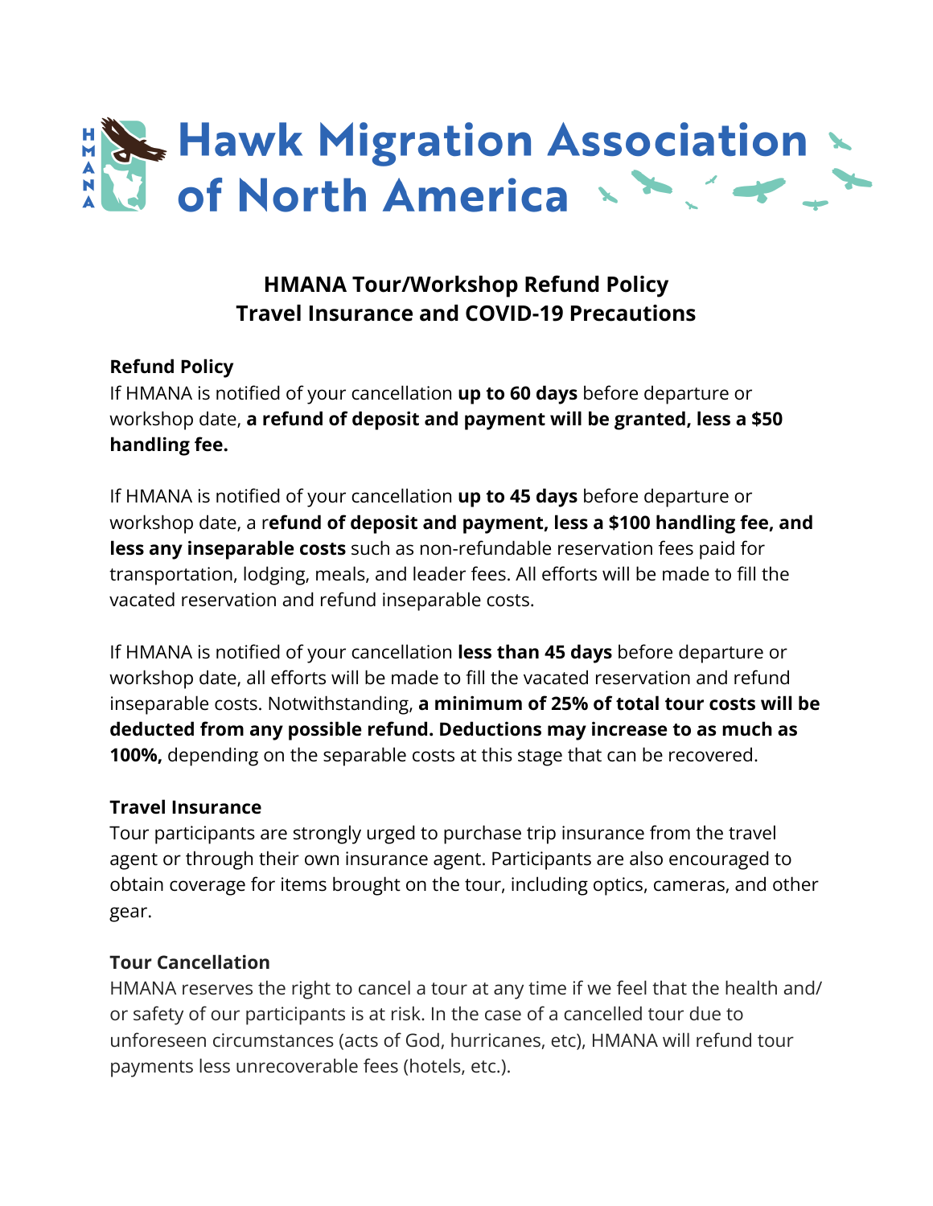# Hawk Migration Association of North America

## HMANA Tour/Workshop Refund Policy
## Travel Insurance and COVID-19 Precautions

**Refund Policy**

If HMANA is notified of your cancellation **up to 60 days** before departure or workshop date, **a refund of deposit and payment will be granted, less a $50 handling fee.**

If HMANA is notified of your cancellation **up to 45 days** before departure or workshop date, a r**efund of deposit and payment, less a $100 handling fee, and less any inseparable costs** such as non-refundable reservation fees paid for transportation, lodging, meals, and leader fees. All efforts will be made to fill the vacated reservation and refund inseparable costs.

If HMANA is notified of your cancellation **less than 45 days** before departure or workshop date, all efforts will be made to fill the vacated reservation and refund inseparable costs. Notwithstanding, **a minimum of 25% of total tour costs will be deducted from any possible refund. Deductions may increase to as much as 100%,** depending on the separable costs at this stage that can be recovered.

**Travel Insurance**

Tour participants are strongly urged to purchase trip insurance from the travel agent or through their own insurance agent. Participants are also encouraged to obtain coverage for items brought on the tour, including optics, cameras, and other gear.

**Tour Cancellation**

HMANA reserves the right to cancel a tour at any time if we feel that the health and/or safety of our participants is at risk. In the case of a cancelled tour due to unforeseen circumstances (acts of God, hurricanes, etc), HMANA will refund tour payments less unrecoverable fees (hotels, etc.).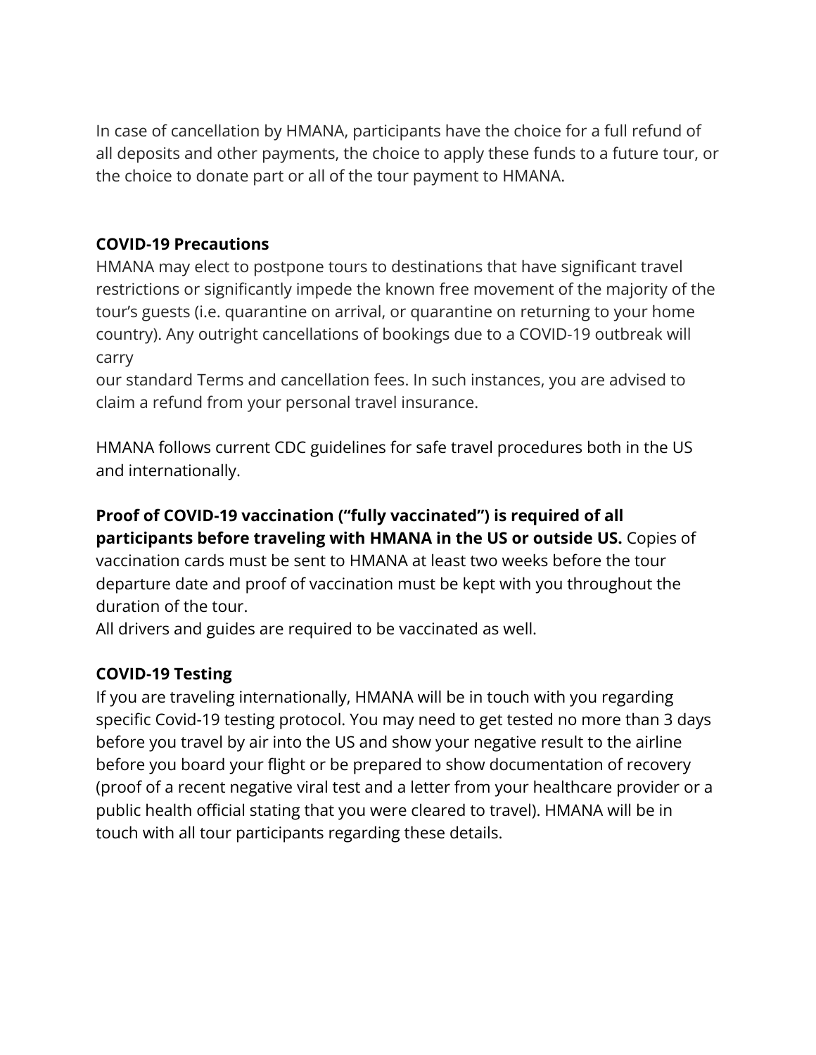In case of cancellation by HMANA, participants have the choice for a full refund of all deposits and other payments, the choice to apply these funds to a future tour, or the choice to donate part or all of the tour payment to HMANA.

**COVID-19 Precautions**

HMANA may elect to postpone tours to destinations that have significant travel restrictions or significantly impede the known free movement of the majority of the tour's guests (i.e. quarantine on arrival, or quarantine on returning to your home country). Any outright cancellations of bookings due to a COVID-19 outbreak will carry our standard Terms and cancellation fees. In such instances, you are advised to claim a refund from your personal travel insurance.

HMANA follows current CDC guidelines for safe travel procedures both in the US and internationally.

**Proof of COVID-19 vaccination ("fully vaccinated") is required of all participants before traveling with HMANA in the US or outside US.** Copies of vaccination cards must be sent to HMANA at least two weeks before the tour departure date and proof of vaccination must be kept with you throughout the duration of the tour.

All drivers and guides are required to be vaccinated as well.

**COVID-19 Testing**

If you are traveling internationally, HMANA will be in touch with you regarding specific Covid-19 testing protocol. You may need to get tested no more than 3 days before you travel by air into the US and show your negative result to the airline before you board your flight or be prepared to show documentation of recovery (proof of a recent negative viral test and a letter from your healthcare provider or a public health official stating that you were cleared to travel). HMANA will be in touch with all tour participants regarding these details.